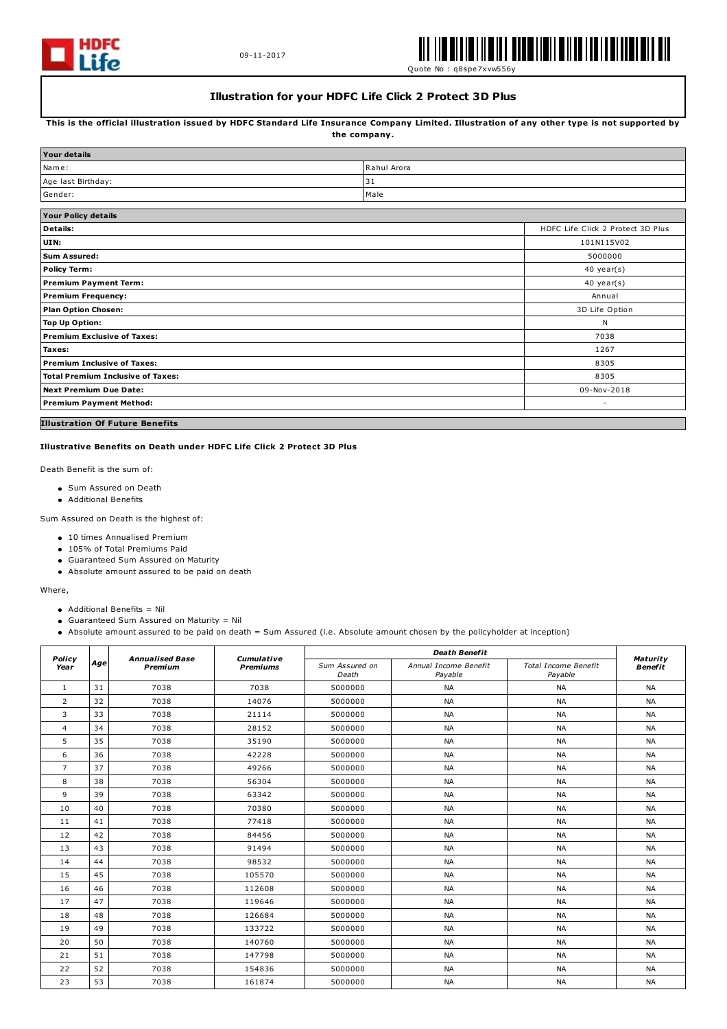09-11-2017

Quote No : q8spe7xvw556y

# Illustration for your HDFC Life Click 2 Protect 3D Plus

**This is the official illustration issued by HDFC Standard Life Insurance Company Limited. Illustration of any other type is not supported by the company.**

| Your details | |
|---|---|
| Name: | Rahul Arora |
| Age last Birthday: | 31 |
| Gender: | Male |

| Your Policy details | |
|---|---|
| **Details:** | HDFC Life Click 2 Protect 3D Plus |
| **UIN:** | 101N115V02 |
| **Sum Assured:** | 5000000 |
| **Policy Term:** | 40 year(s) |
| **Premium Payment Term:** | 40 year(s) |
| **Premium Frequency:** | Annual |
| **Plan Option Chosen:** | 3D Life Option |
| **Top Up Option:** | N |
| **Premium Exclusive of Taxes:** | 7038 |
| **Taxes:** | 1267 |
| **Premium Inclusive of Taxes:** | 8305 |
| **Total Premium Inclusive of Taxes:** | 8305 |
| **Next Premium Due Date:** | 09-Nov-2018 |
| **Premium Payment Method:** | - |

## Illustration Of Future Benefits

### Illustrative Benefits on Death under HDFC Life Click 2 Protect 3D Plus

Death Benefit is the sum of:

- Sum Assured on Death
- Additional Benefits

Sum Assured on Death is the highest of:

- 10 times Annualised Premium
- 105% of Total Premiums Paid
- Guaranteed Sum Assured on Maturity
- Absolute amount assured to be paid on death

Where,

- Additional Benefits = Nil
- Guaranteed Sum Assured on Maturity = Nil
- Absolute amount assured to be paid on death = Sum Assured (i.e. Absolute amount chosen by the policyholder at inception)

| Policy Year | Age | Annualised Base Premium | Cumulative Premiums | Death Benefit | | | Maturity Benefit |
|---|---|---|---|---|---|---|---|
| | | | | Sum Assured on Death | Annual Income Benefit Payable | Total Income Benefit Payable | |
| 1 | 31 | 7038 | 7038 | 5000000 | NA | NA | NA |
| 2 | 32 | 7038 | 14076 | 5000000 | NA | NA | NA |
| 3 | 33 | 7038 | 21114 | 5000000 | NA | NA | NA |
| 4 | 34 | 7038 | 28152 | 5000000 | NA | NA | NA |
| 5 | 35 | 7038 | 35190 | 5000000 | NA | NA | NA |
| 6 | 36 | 7038 | 42228 | 5000000 | NA | NA | NA |
| 7 | 37 | 7038 | 49266 | 5000000 | NA | NA | NA |
| 8 | 38 | 7038 | 56304 | 5000000 | NA | NA | NA |
| 9 | 39 | 7038 | 63342 | 5000000 | NA | NA | NA |
| 10 | 40 | 7038 | 70380 | 5000000 | NA | NA | NA |
| 11 | 41 | 7038 | 77418 | 5000000 | NA | NA | NA |
| 12 | 42 | 7038 | 84456 | 5000000 | NA | NA | NA |
| 13 | 43 | 7038 | 91494 | 5000000 | NA | NA | NA |
| 14 | 44 | 7038 | 98532 | 5000000 | NA | NA | NA |
| 15 | 45 | 7038 | 105570 | 5000000 | NA | NA | NA |
| 16 | 46 | 7038 | 112608 | 5000000 | NA | NA | NA |
| 17 | 47 | 7038 | 119646 | 5000000 | NA | NA | NA |
| 18 | 48 | 7038 | 126684 | 5000000 | NA | NA | NA |
| 19 | 49 | 7038 | 133722 | 5000000 | NA | NA | NA |
| 20 | 50 | 7038 | 140760 | 5000000 | NA | NA | NA |
| 21 | 51 | 7038 | 147798 | 5000000 | NA | NA | NA |
| 22 | 52 | 7038 | 154836 | 5000000 | NA | NA | NA |
| 23 | 53 | 7038 | 161874 | 5000000 | NA | NA | NA |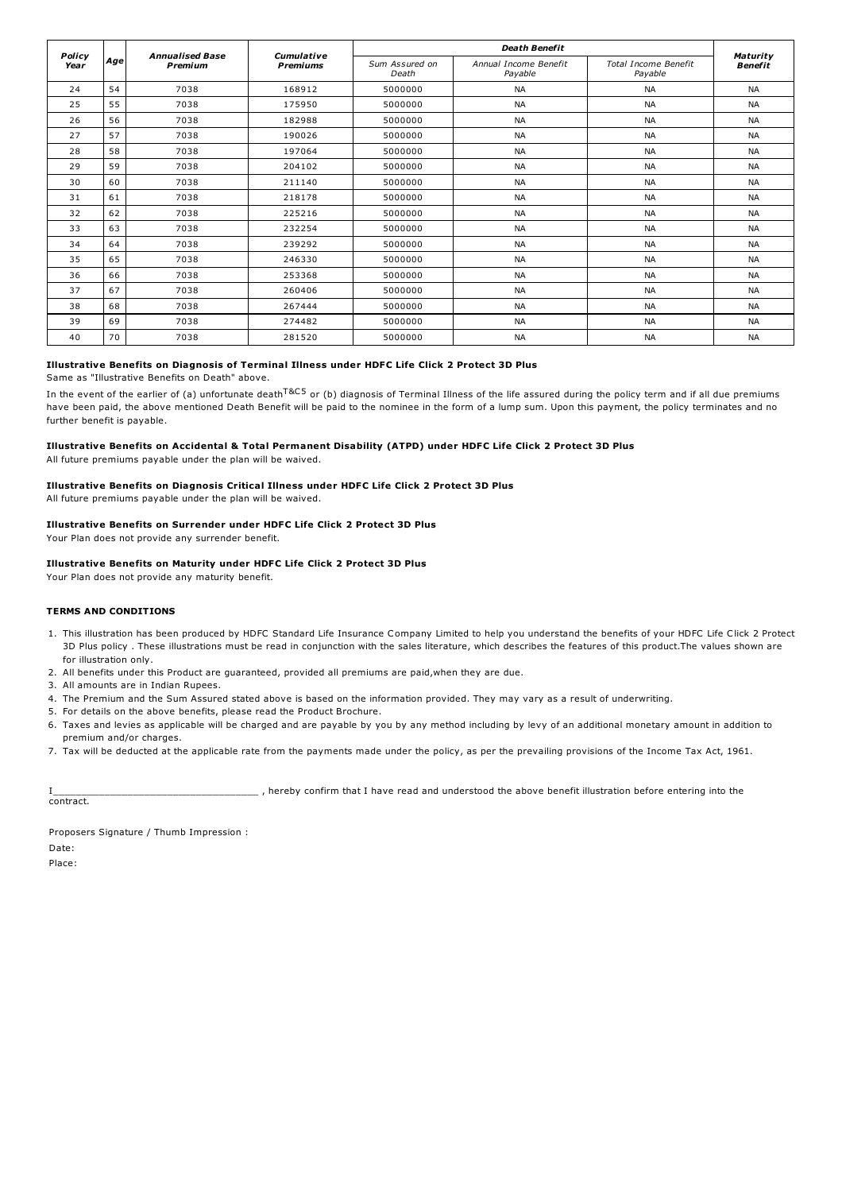| Policy Year | Age | Annualised Base Premium | Cumulative Premiums | Death Benefit | | | Maturity Benefit |
|---|---|---|---|---|---|---|---|
| | | | | Sum Assured on Death | Annual Income Benefit Payable | Total Income Benefit Payable | |
| 24 | 54 | 7038 | 168912 | 5000000 | NA | NA | NA |
| 25 | 55 | 7038 | 175950 | 5000000 | NA | NA | NA |
| 26 | 56 | 7038 | 182988 | 5000000 | NA | NA | NA |
| 27 | 57 | 7038 | 190026 | 5000000 | NA | NA | NA |
| 28 | 58 | 7038 | 197064 | 5000000 | NA | NA | NA |
| 29 | 59 | 7038 | 204102 | 5000000 | NA | NA | NA |
| 30 | 60 | 7038 | 211140 | 5000000 | NA | NA | NA |
| 31 | 61 | 7038 | 218178 | 5000000 | NA | NA | NA |
| 32 | 62 | 7038 | 225216 | 5000000 | NA | NA | NA |
| 33 | 63 | 7038 | 232254 | 5000000 | NA | NA | NA |
| 34 | 64 | 7038 | 239292 | 5000000 | NA | NA | NA |
| 35 | 65 | 7038 | 246330 | 5000000 | NA | NA | NA |
| 36 | 66 | 7038 | 253368 | 5000000 | NA | NA | NA |
| 37 | 67 | 7038 | 260406 | 5000000 | NA | NA | NA |
| 38 | 68 | 7038 | 267444 | 5000000 | NA | NA | NA |
| 39 | 69 | 7038 | 274482 | 5000000 | NA | NA | NA |
| 40 | 70 | 7038 | 281520 | 5000000 | NA | NA | NA |

**Illustrative Benefits on Diagnosis of Terminal Illness under HDFC Life Click 2 Protect 3D Plus**

Same as "Illustrative Benefits on Death" above.

In the event of the earlier of (a) unfortunate death[T&C5] or (b) diagnosis of Terminal Illness of the life assured during the policy term and if all due premiums have been paid, the above mentioned Death Benefit will be paid to the nominee in the form of a lump sum. Upon this payment, the policy terminates and no further benefit is payable.

**Illustrative Benefits on Accidental & Total Permanent Disability (ATPD) under HDFC Life Click 2 Protect 3D Plus**

All future premiums payable under the plan will be waived.

**Illustrative Benefits on Diagnosis Critical Illness under HDFC Life Click 2 Protect 3D Plus**

All future premiums payable under the plan will be waived.

**Illustrative Benefits on Surrender under HDFC Life Click 2 Protect 3D Plus**

Your Plan does not provide any surrender benefit.

**Illustrative Benefits on Maturity under HDFC Life Click 2 Protect 3D Plus**

Your Plan does not provide any maturity benefit.

**TERMS AND CONDITIONS**

1. This illustration has been produced by HDFC Standard Life Insurance Company Limited to help you understand the benefits of your HDFC Life Click 2 Protect 3D Plus policy . These illustrations must be read in conjunction with the sales literature, which describes the features of this product.The values shown are for illustration only.
2. All benefits under this Product are guaranteed, provided all premiums are paid,when they are due.
3. All amounts are in Indian Rupees.
4. The Premium and the Sum Assured stated above is based on the information provided. They may vary as a result of underwriting.
5. For details on the above benefits, please read the Product Brochure.
6. Taxes and levies as applicable will be charged and are payable by you by any method including by levy of an additional monetary amount in addition to premium and/or charges.
7. Tax will be deducted at the applicable rate from the payments made under the policy, as per the prevailing provisions of the Income Tax Act, 1961.

I___________________________________ , hereby confirm that I have read and understood the above benefit illustration before entering into the contract.

Proposers Signature / Thumb Impression :

Date:

Place: